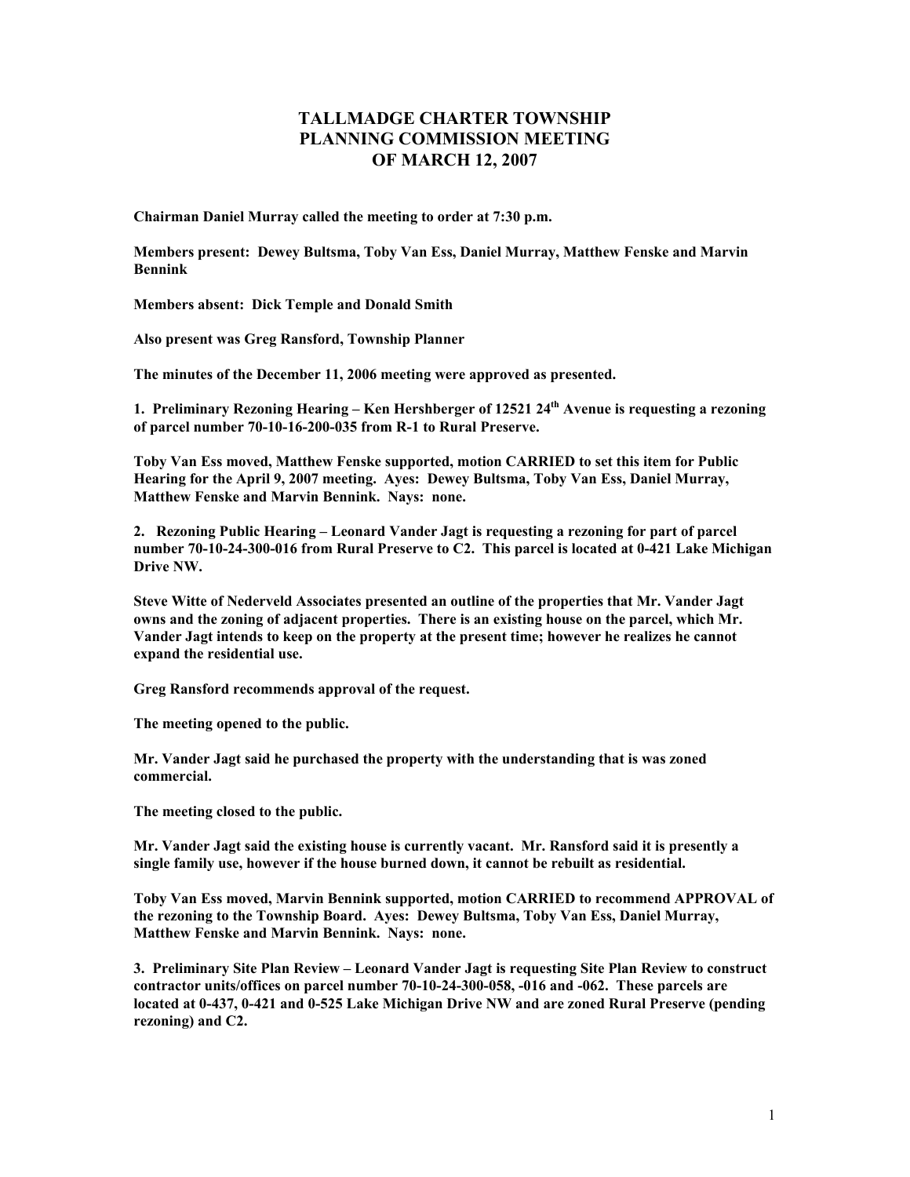# TALLMADGE CHARTER TOWNSHIP
# PLANNING COMMISSION MEETING
# OF MARCH 12, 2007

**Chairman Daniel Murray called the meeting to order at 7:30 p.m.**

**Members present: Dewey Bultsma, Toby Van Ess, Daniel Murray, Matthew Fenske and Marvin Bennink**

**Members absent: Dick Temple and Donald Smith**

**Also present was Greg Ransford, Township Planner**

**The minutes of the December 11, 2006 meeting were approved as presented.**

**1. Preliminary Rezoning Hearing – Ken Hershberger of 12521 24th Avenue is requesting a rezoning of parcel number 70-10-16-200-035 from R-1 to Rural Preserve.**

**Toby Van Ess moved, Matthew Fenske supported, motion CARRIED to set this item for Public Hearing for the April 9, 2007 meeting. Ayes: Dewey Bultsma, Toby Van Ess, Daniel Murray, Matthew Fenske and Marvin Bennink. Nays: none.**

**2. Rezoning Public Hearing – Leonard Vander Jagt is requesting a rezoning for part of parcel number 70-10-24-300-016 from Rural Preserve to C2. This parcel is located at 0-421 Lake Michigan Drive NW.**

**Steve Witte of Nederveld Associates presented an outline of the properties that Mr. Vander Jagt owns and the zoning of adjacent properties. There is an existing house on the parcel, which Mr. Vander Jagt intends to keep on the property at the present time; however he realizes he cannot expand the residential use.**

**Greg Ransford recommends approval of the request.**

**The meeting opened to the public.**

**Mr. Vander Jagt said he purchased the property with the understanding that is was zoned commercial.**

**The meeting closed to the public.**

**Mr. Vander Jagt said the existing house is currently vacant. Mr. Ransford said it is presently a single family use, however if the house burned down, it cannot be rebuilt as residential.**

**Toby Van Ess moved, Marvin Bennink supported, motion CARRIED to recommend APPROVAL of the rezoning to the Township Board. Ayes: Dewey Bultsma, Toby Van Ess, Daniel Murray, Matthew Fenske and Marvin Bennink. Nays: none.**

**3. Preliminary Site Plan Review – Leonard Vander Jagt is requesting Site Plan Review to construct contractor units/offices on parcel number 70-10-24-300-058, -016 and -062. These parcels are located at 0-437, 0-421 and 0-525 Lake Michigan Drive NW and are zoned Rural Preserve (pending rezoning) and C2.**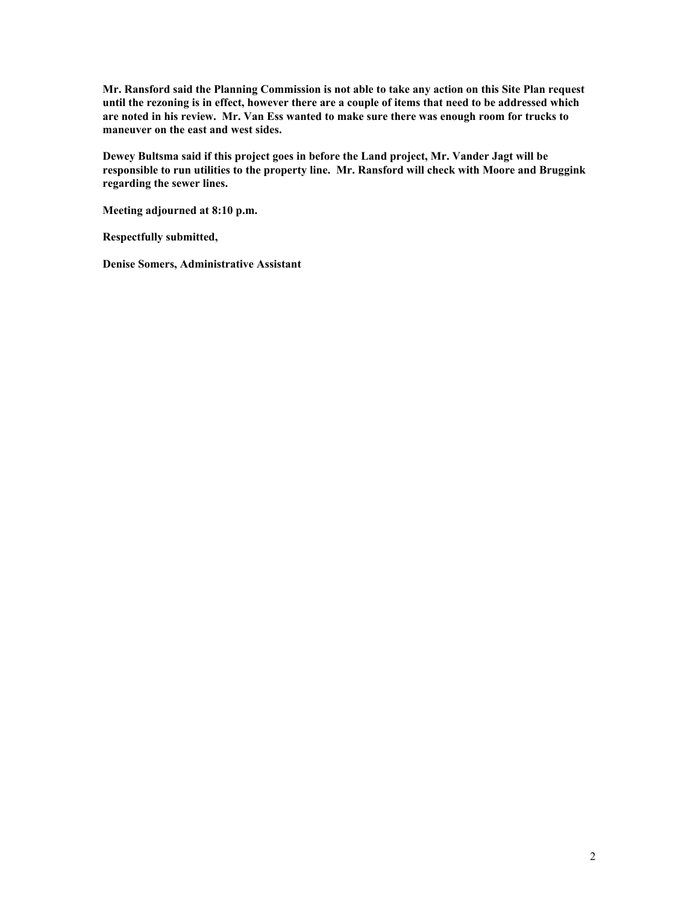**Mr. Ransford said the Planning Commission is not able to take any action on this Site Plan request until the rezoning is in effect, however there are a couple of items that need to be addressed which are noted in his review. Mr. Van Ess wanted to make sure there was enough room for trucks to maneuver on the east and west sides.**

**Dewey Bultsma said if this project goes in before the Land project, Mr. Vander Jagt will be responsible to run utilities to the property line. Mr. Ransford will check with Moore and Bruggink regarding the sewer lines.**

**Meeting adjourned at 8:10 p.m.**

**Respectfully submitted,**

**Denise Somers, Administrative Assistant**